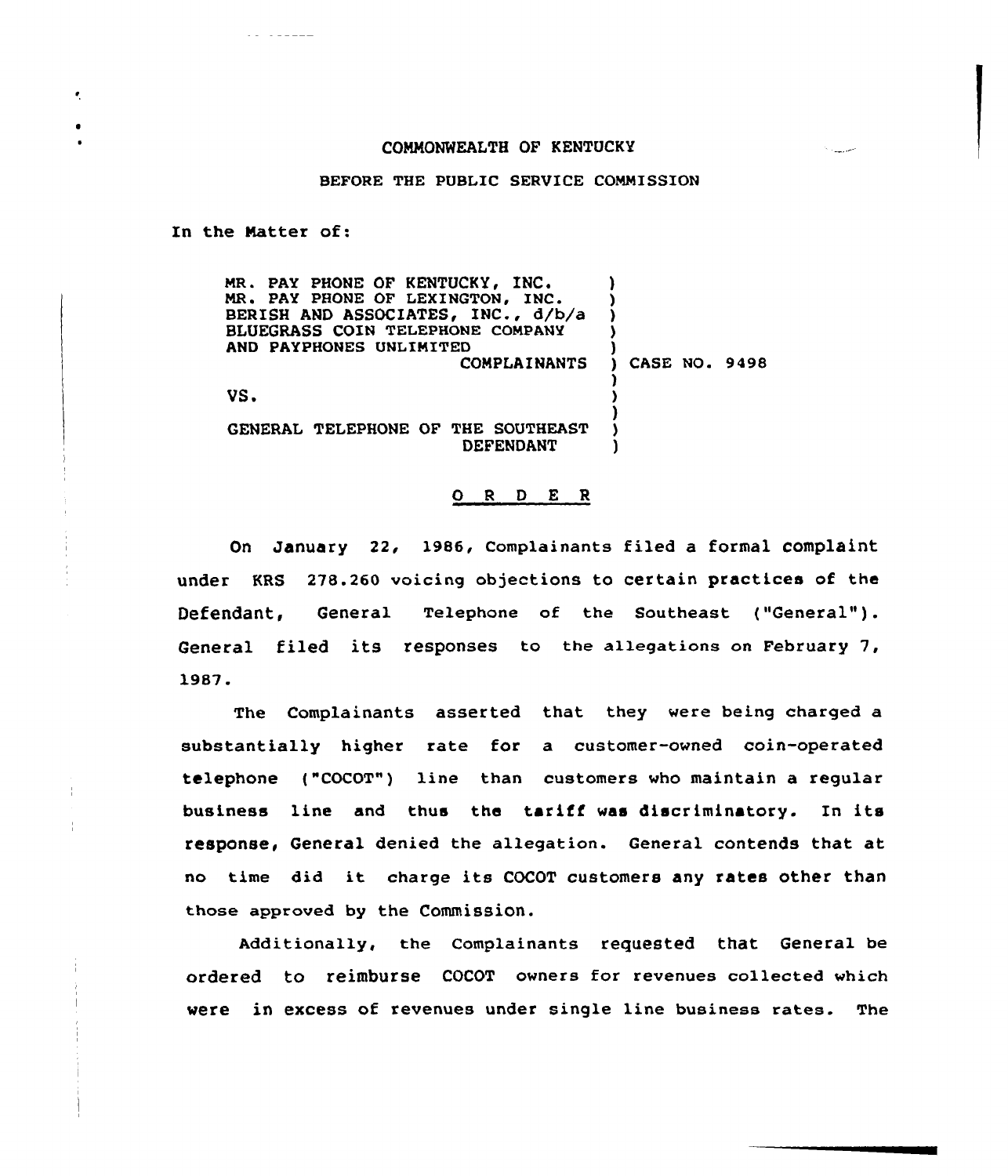COMMONWEALTH OF KENTUCKY

BEFORE THE PUBLIC SERVICE COMMISSION

In the Matter of:

| | | |
|---|---|---|
| MR. PAY PHONE OF KENTUCKY, INC.<br>MR. PAY PHONE OF LEXINGTON, INC.<br>BERISH AND ASSOCIATES, INC., d/b/a<br>BLUEGRASS COIN TELEPHONE COMPANY<br>AND PAYPHONES UNLIMITED<br>COMPLAINANTS | ) | CASE NO. 9498 |
| VS. | ) | |
| GENERAL TELEPHONE OF THE SOUTHEAST<br>DEFENDANT | ) | |

## O R D E R

On January 22, 1986, Complainants filed a formal complaint under KRS 278.260 voicing objections to certain practices of the Defendant, General Telephone of the Southeast ("General"). General filed its responses to the allegations on February 7, 1987.

The Complainants asserted that they were being charged a substantially higher rate for a customer-owned coin-operated telephone ("COCOT") line than customers who maintain a regular business line and thus the tariff was discriminatory. In its response, General denied the allegation. General contends that at no time did it charge its COCOT customers any rates other than those approved by the Commission.

Additionally, the Complainants requested that General be ordered to reimburse COCOT owners for revenues collected which were in excess of revenues under single line business rates. The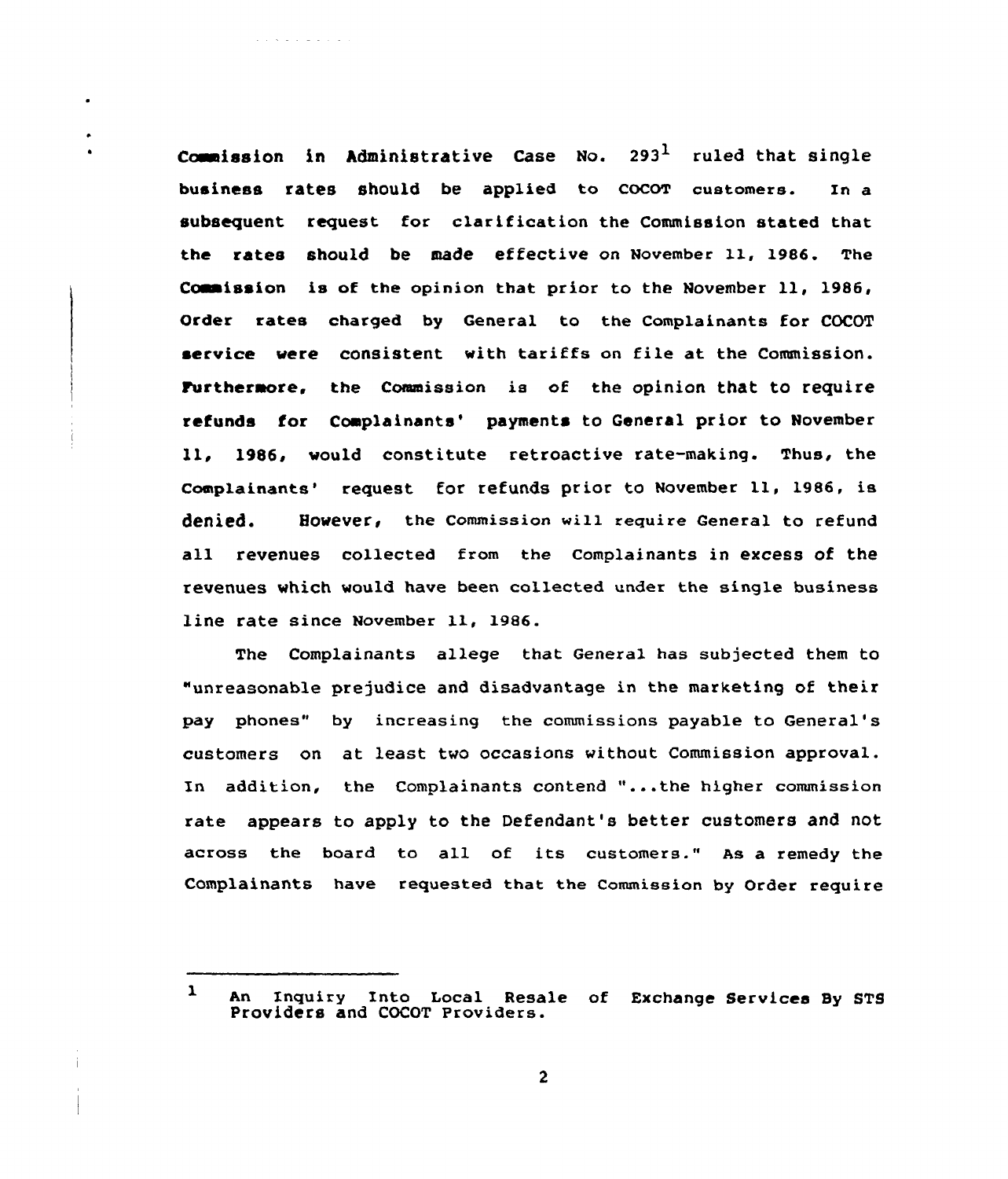Commission in Administrative Case No. 293[1] ruled that single business rates should be applied to COCOT customers. In a subsequent request for clarification the Commission stated that the rates should be made effective on November 11, 1986. The Commission is of the opinion that prior to the November 11, 1986, Order rates charged by General to the Complainants for COCOT service were consistent with tariffs on file at the Commission. Furthermore, the Commission is of the opinion that to require refunds for Complainants' payments to General prior to November 11, 1986, would constitute retroactive rate-making. Thus, the Complainants' request for refunds prior to November 11, 1986, is denied. However, the Commission will require General to refund all revenues collected from the Complainants in excess of the revenues which would have been collected under the single business line rate since November 11, 1986.

The Complainants allege that General has subjected them to "unreasonable prejudice and disadvantage in the marketing of their pay phones" by increasing the commissions payable to General's customers on at least two occasions without Commission approval. In addition, the Complainants contend "...the higher commission rate appears to apply to the Defendant's better customers and not across the board to all of its customers." As a remedy the Complainants have requested that the Commission by Order require

---

[1] An Inquiry Into Local Resale of Exchange Services By STS Providers and COCOT Providers.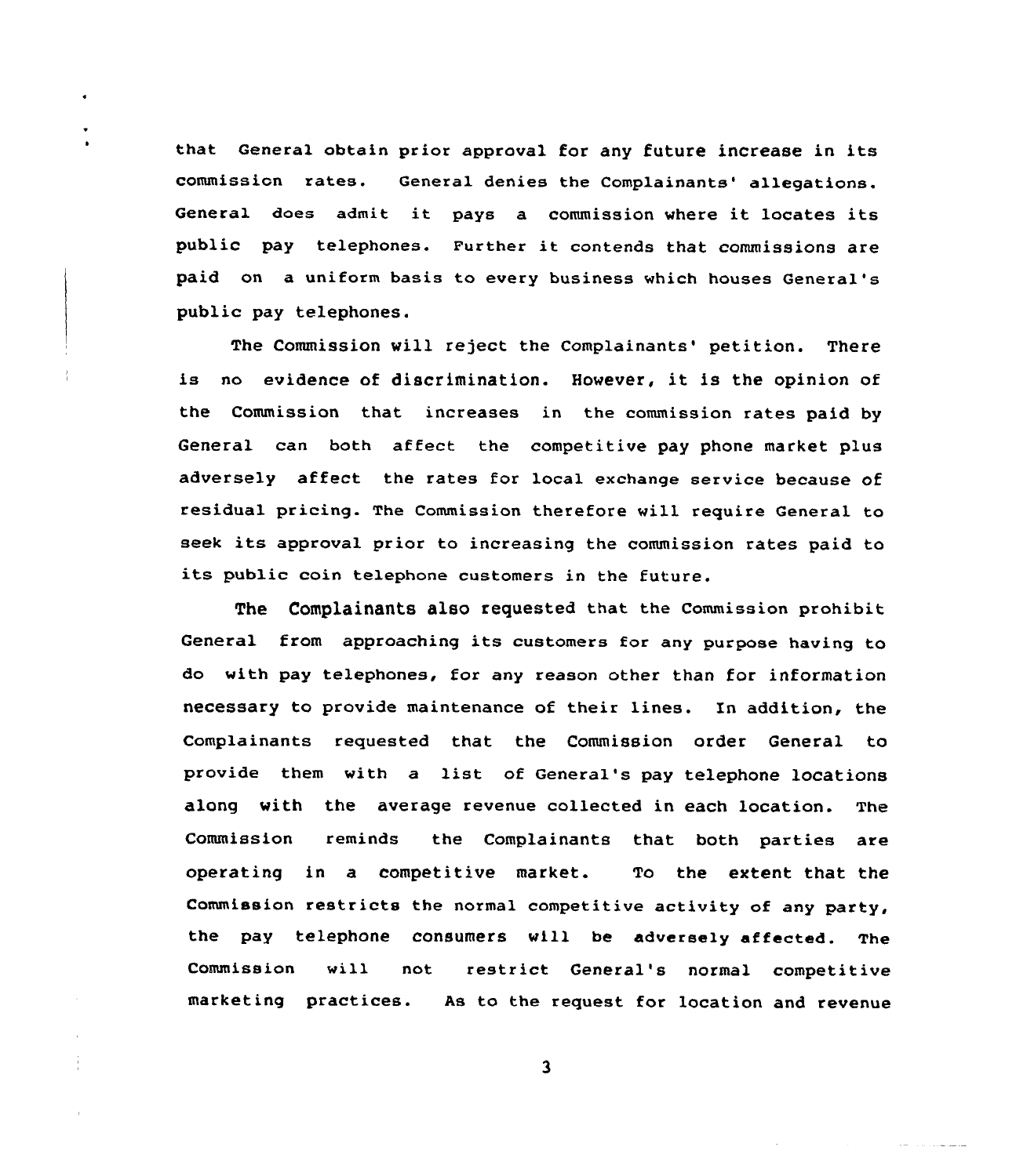that General obtain prior approval for any future increase in its commission rates. General denies the Complainants' allegations. General does admit it pays a commission where it locates its public pay telephones. Further it contends that commissions are paid on a uniform basis to every business which houses General's public pay telephones.

The Commission will reject the Complainants' petition. There is no evidence of discrimination. However, it is the opinion of the Commission that increases in the commission rates paid by General can both affect the competitive pay phone market plus adversely affect the rates for local exchange service because of residual pricing. The Commission therefore will require General to seek its approval prior to increasing the commission rates paid to its public coin telephone customers in the future.

The Complainants also requested that the Commission prohibit General from approaching its customers for any purpose having to do with pay telephones, for any reason other than for information necessary to provide maintenance of their lines. In addition, the Complainants requested that the Commission order General to provide them with a list of General's pay telephone locations along with the average revenue collected in each location. The Commission reminds the Complainants that both parties are operating in a competitive market. To the extent that the Commission restricts the normal competitive activity of any party, the pay telephone consumers will be adversely affected. The Commission will not restrict General's normal competitive marketing practices. As to the request for location and revenue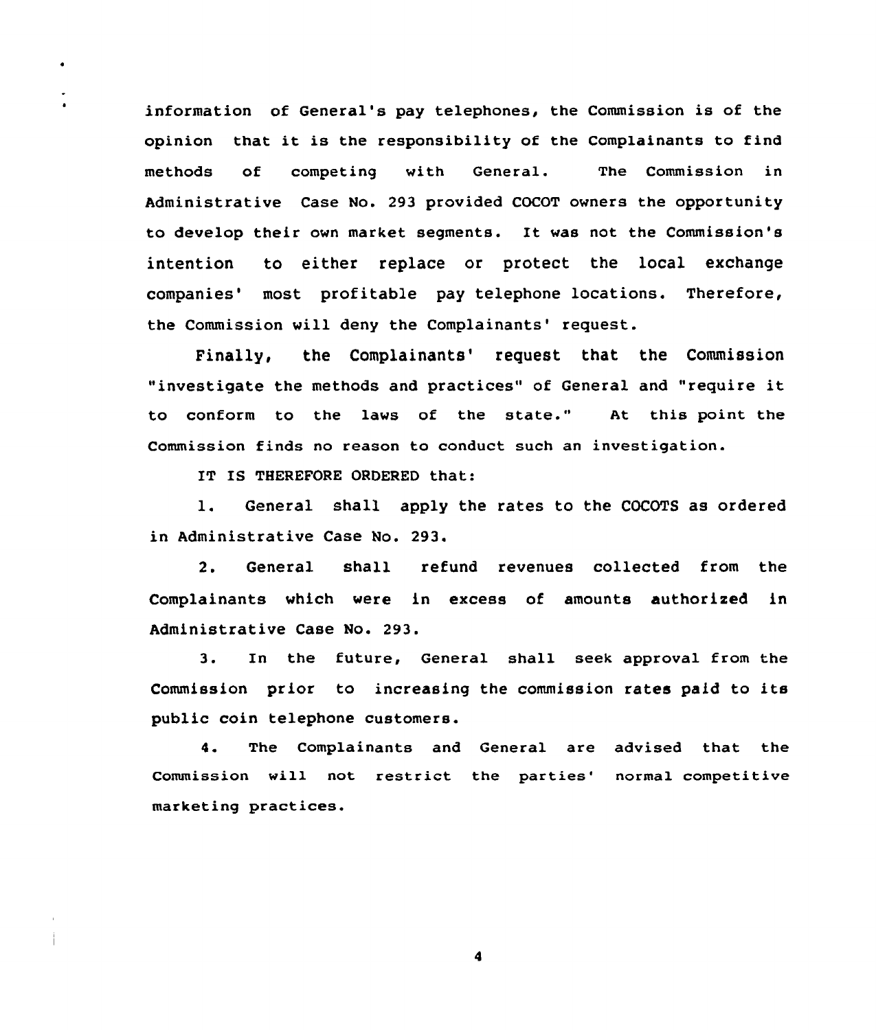information of General's pay telephones, the Commission is of the opinion that it is the responsibility of the Complainants to find methods of competing with General. The Commission in Administrative Case No. 293 provided COCOT owners the opportunity to develop their own market segments. It was not the Commission's intention to either replace or protect the local exchange companies' most profitable pay telephone locations. Therefore, the Commission will deny the Complainants' request.

Finally, the Complainants' request that the Commission "investigate the methods and practices" of General and "require it to conform to the laws of the state." At this point the Commission finds no reason to conduct such an investigation.

IT IS THEREFORE ORDERED that:

1. General shall apply the rates to the COCOTS as ordered in Administrative Case No. 293.

2. General shall refund revenues collected from the Complainants which were in excess of amounts authorized in Administrative Case No. 293.

3. In the future, General shall seek approval from the Commission prior to increasing the commission rates paid to its public coin telephone customers.

4. The Complainants and General are advised that the Commission will not restrict the parties' normal competitive marketing practices.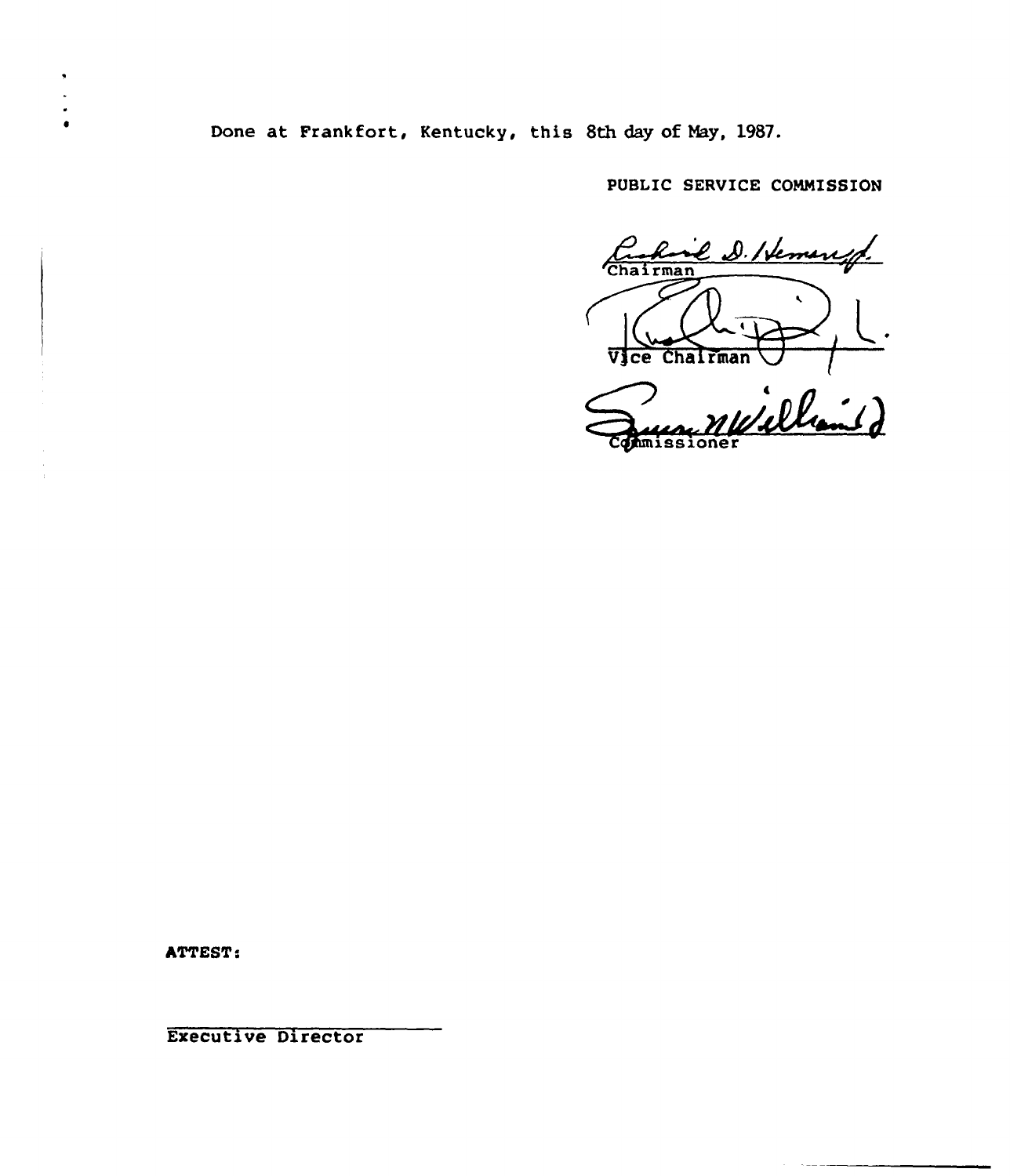Done at Frankfort, Kentucky, this 8th day of May, 1987.

PUBLIC SERVICE COMMISSION

Chairman

Vice Chairman

Commissioner

ATTEST:

Executive Director